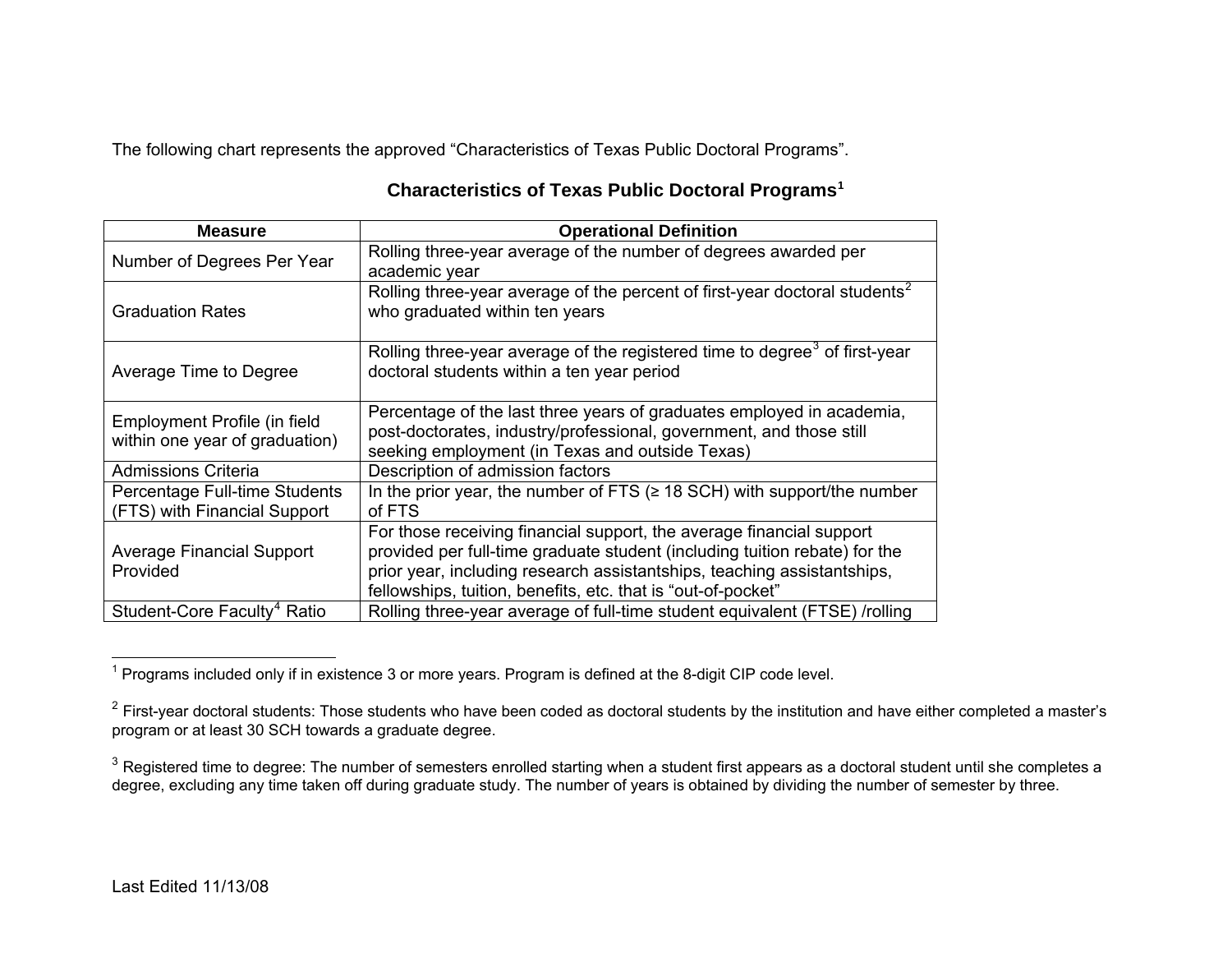The following chart represents the approved "Characteristics of Texas Public Doctoral Programs".

## Characteristics of Texas Public Doctoral Programs[1]

| Measure | Operational Definition |
|---|---|
| Number of Degrees Per Year | Rolling three-year average of the number of degrees awarded per academic year |
| Graduation Rates | Rolling three-year average of the percent of first-year doctoral students[2] who graduated within ten years |
| Average Time to Degree | Rolling three-year average of the registered time to degree[3] of first-year doctoral students within a ten year period |
| Employment Profile (in field within one year of graduation) | Percentage of the last three years of graduates employed in academia, post-doctorates, industry/professional, government, and those still seeking employment (in Texas and outside Texas) |
| Admissions Criteria | Description of admission factors |
| Percentage Full-time Students (FTS) with Financial Support | In the prior year, the number of FTS (≥ 18 SCH) with support/the number of FTS |
| Average Financial Support Provided | For those receiving financial support, the average financial support provided per full-time graduate student (including tuition rebate) for the prior year, including research assistantships, teaching assistantships, fellowships, tuition, benefits, etc. that is "out-of-pocket" |
| Student-Core Faculty[4] Ratio | Rolling three-year average of full-time student equivalent (FTSE) /rolling |

[1] Programs included only if in existence 3 or more years. Program is defined at the 8-digit CIP code level.

[2] First-year doctoral students: Those students who have been coded as doctoral students by the institution and have either completed a master's program or at least 30 SCH towards a graduate degree.

[3] Registered time to degree: The number of semesters enrolled starting when a student first appears as a doctoral student until she completes a degree, excluding any time taken off during graduate study. The number of years is obtained by dividing the number of semester by three.

Last Edited 11/13/08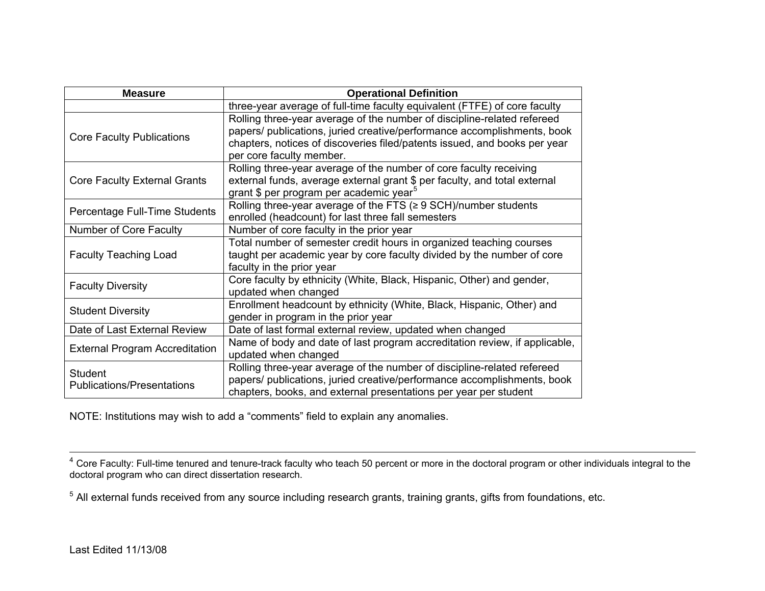| Measure | Operational Definition |
|---|---|
| | three-year average of full-time faculty equivalent (FTFE) of core faculty |
| Core Faculty Publications | Rolling three-year average of the number of discipline-related refereed papers/ publications, juried creative/performance accomplishments, book chapters, notices of discoveries filed/patents issued, and books per year per core faculty member. |
| Core Faculty External Grants | Rolling three-year average of the number of core faculty receiving external funds, average external grant $ per faculty, and total external grant $ per program per academic year[5] |
| Percentage Full-Time Students | Rolling three-year average of the FTS (≥ 9 SCH)/number students enrolled (headcount) for last three fall semesters |
| Number of Core Faculty | Number of core faculty in the prior year |
| Faculty Teaching Load | Total number of semester credit hours in organized teaching courses taught per academic year by core faculty divided by the number of core faculty in the prior year |
| Faculty Diversity | Core faculty by ethnicity (White, Black, Hispanic, Other) and gender, updated when changed |
| Student Diversity | Enrollment headcount by ethnicity (White, Black, Hispanic, Other) and gender in program in the prior year |
| Date of Last External Review | Date of last formal external review, updated when changed |
| External Program Accreditation | Name of body and date of last program accreditation review, if applicable, updated when changed |
| Student Publications/Presentations | Rolling three-year average of the number of discipline-related refereed papers/ publications, juried creative/performance accomplishments, book chapters, books, and external presentations per year per student |

NOTE: Institutions may wish to add a "comments" field to explain any anomalies.

---

[4] Core Faculty: Full-time tenured and tenure-track faculty who teach 50 percent or more in the doctoral program or other individuals integral to the doctoral program who can direct dissertation research.

[5] All external funds received from any source including research grants, training grants, gifts from foundations, etc.

Last Edited 11/13/08